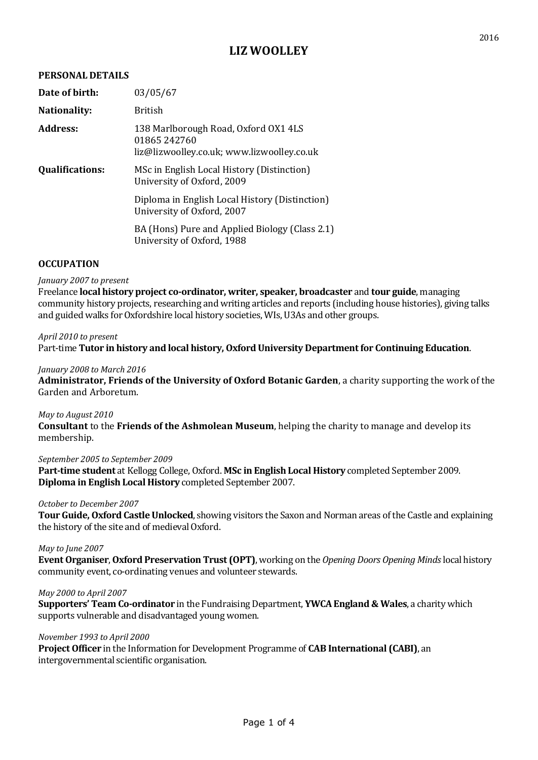2016

# LIZ WOOLLEY

## PERSONAL DETAILS

| | |
|---|---|
| **Date of birth:** | 03/05/67 |
| **Nationality:** | British |
| **Address:** | 138 Marlborough Road, Oxford OX1 4LS<br>01865 242760<br>liz@lizwoolley.co.uk; www.lizwoolley.co.uk |
| **Qualifications:** | MSc in English Local History (Distinction)<br>University of Oxford, 2009 |
| | Diploma in English Local History (Distinction)<br>University of Oxford, 2007 |
| | BA (Hons) Pure and Applied Biology (Class 2.1)<br>University of Oxford, 1988 |

## OCCUPATION

*January 2007 to present*
Freelance **local history project co-ordinator, writer, speaker, broadcaster** and **tour guide**, managing community history projects, researching and writing articles and reports (including house histories), giving talks and guided walks for Oxfordshire local history societies, WIs, U3As and other groups.

*April 2010 to present*
Part-time **Tutor in history and local history, Oxford University Department for Continuing Education**.

*January 2008 to March 2016*
**Administrator, Friends of the University of Oxford Botanic Garden**, a charity supporting the work of the Garden and Arboretum.

*May to August 2010*
**Consultant** to the **Friends of the Ashmolean Museum**, helping the charity to manage and develop its membership.

*September 2005 to September 2009*
**Part-time student** at Kellogg College, Oxford. **MSc in English Local History** completed September 2009. **Diploma in English Local History** completed September 2007.

*October to December 2007*
**Tour Guide, Oxford Castle Unlocked**, showing visitors the Saxon and Norman areas of the Castle and explaining the history of the site and of medieval Oxford.

*May to June 2007*
**Event Organiser**, **Oxford Preservation Trust (OPT)**, working on the *Opening Doors Opening Minds* local history community event, co-ordinating venues and volunteer stewards.

*May 2000 to April 2007*
**Supporters' Team Co-ordinator** in the Fundraising Department, **YWCA England & Wales**, a charity which supports vulnerable and disadvantaged young women.

*November 1993 to April 2000*
**Project Officer** in the Information for Development Programme of **CAB International (CABI)**, an intergovernmental scientific organisation.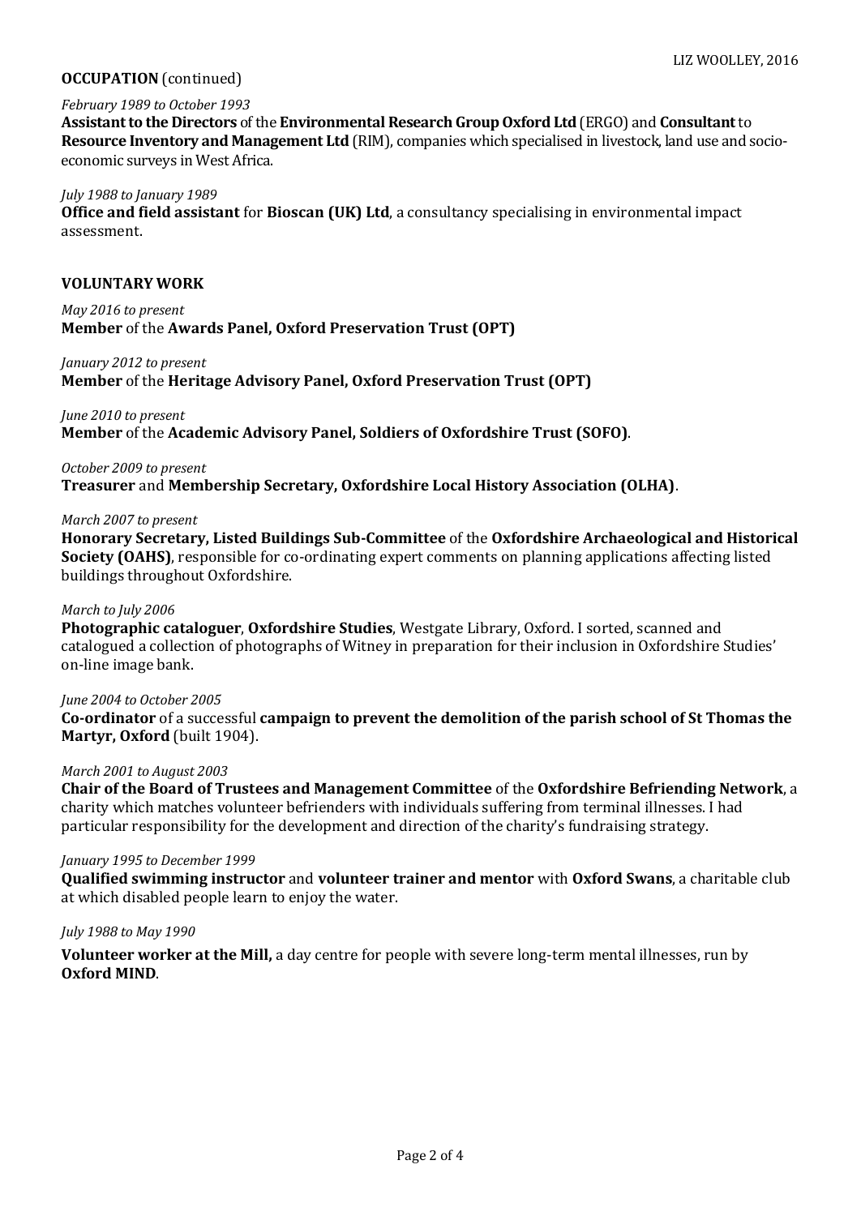**OCCUPATION** (continued)

*February 1989 to October 1993*
**Assistant to the Directors** of the **Environmental Research Group Oxford Ltd** (ERGO) and **Consultant** to **Resource Inventory and Management Ltd** (RIM), companies which specialised in livestock, land use and socio-economic surveys in West Africa.

*July 1988 to January 1989*
**Office and field assistant** for **Bioscan (UK) Ltd**, a consultancy specialising in environmental impact assessment.

**VOLUNTARY WORK**

*May 2016 to present*
**Member** of the **Awards Panel, Oxford Preservation Trust (OPT)**

*January 2012 to present*
**Member** of the **Heritage Advisory Panel, Oxford Preservation Trust (OPT)**

*June 2010 to present*
**Member** of the **Academic Advisory Panel, Soldiers of Oxfordshire Trust (SOFO)**.

*October 2009 to present*
**Treasurer** and **Membership Secretary, Oxfordshire Local History Association (OLHA)**.

*March 2007 to present*
**Honorary Secretary, Listed Buildings Sub-Committee** of the **Oxfordshire Archaeological and Historical Society (OAHS)**, responsible for co-ordinating expert comments on planning applications affecting listed buildings throughout Oxfordshire.

*March to July 2006*
**Photographic cataloguer**, **Oxfordshire Studies**, Westgate Library, Oxford. I sorted, scanned and catalogued a collection of photographs of Witney in preparation for their inclusion in Oxfordshire Studies' on-line image bank.

*June 2004 to October 2005*
**Co-ordinator** of a successful **campaign to prevent the demolition of the parish school of St Thomas the Martyr, Oxford** (built 1904).

*March 2001 to August 2003*
**Chair of the Board of Trustees and Management Committee** of the **Oxfordshire Befriending Network**, a charity which matches volunteer befrienders with individuals suffering from terminal illnesses. I had particular responsibility for the development and direction of the charity's fundraising strategy.

*January 1995 to December 1999*
**Qualified swimming instructor** and **volunteer trainer and mentor** with **Oxford Swans**, a charitable club at which disabled people learn to enjoy the water.

*July 1988 to May 1990*

**Volunteer worker at the Mill,** a day centre for people with severe long-term mental illnesses, run by **Oxford MIND**.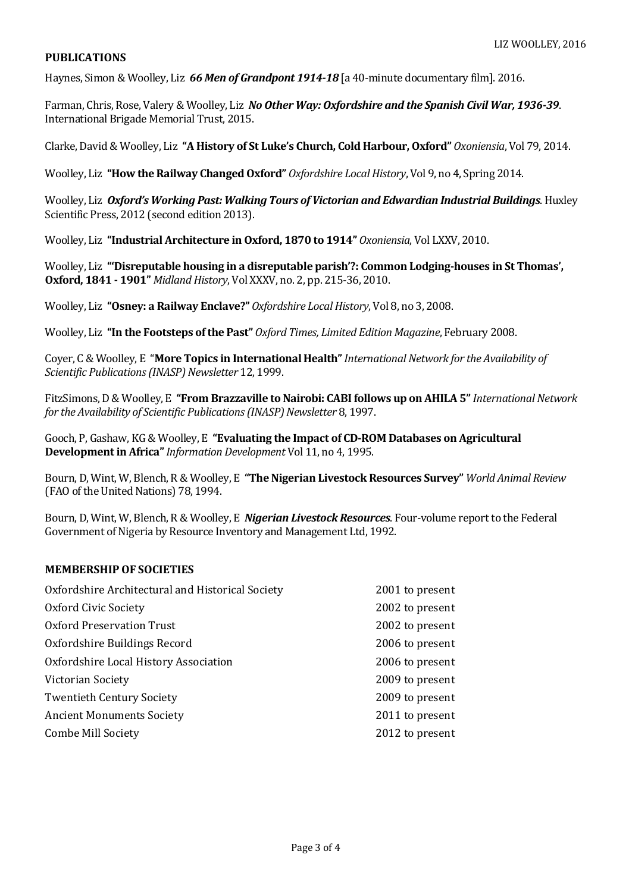## PUBLICATIONS

Haynes, Simon & Woolley, Liz ***66 Men of Grandpont 1914-18*** [a 40-minute documentary film]. 2016.

Farman, Chris, Rose, Valery & Woolley, Liz ***No Other Way: Oxfordshire and the Spanish Civil War, 1936-39***. International Brigade Memorial Trust, 2015.

Clarke, David & Woolley, Liz **"A History of St Luke's Church, Cold Harbour, Oxford"** *Oxoniensia*, Vol 79, 2014.

Woolley, Liz **"How the Railway Changed Oxford"** *Oxfordshire Local History*, Vol 9, no 4, Spring 2014.

Woolley, Liz ***Oxford's Working Past: Walking Tours of Victorian and Edwardian Industrial Buildings***. Huxley Scientific Press, 2012 (second edition 2013).

Woolley, Liz **"Industrial Architecture in Oxford, 1870 to 1914"** *Oxoniensia*, Vol LXXV, 2010.

Woolley, Liz **"'Disreputable housing in a disreputable parish'?: Common Lodging-houses in St Thomas', Oxford, 1841 - 1901"** *Midland History*, Vol XXXV, no. 2, pp. 215-36, 2010.

Woolley, Liz **"Osney: a Railway Enclave?"** *Oxfordshire Local History*, Vol 8, no 3, 2008.

Woolley, Liz **"In the Footsteps of the Past"** *Oxford Times, Limited Edition Magazine*, February 2008.

Coyer, C & Woolley, E "**More Topics in International Health"** *International Network for the Availability of Scientific Publications (INASP) Newsletter* 12, 1999.

FitzSimons, D & Woolley, E **"From Brazzaville to Nairobi: CABI follows up on AHILA 5"** *International Network for the Availability of Scientific Publications (INASP) Newsletter* 8, 1997.

Gooch, P, Gashaw, KG & Woolley, E **"Evaluating the Impact of CD-ROM Databases on Agricultural Development in Africa"** *Information Development* Vol 11, no 4, 1995.

Bourn, D, Wint, W, Blench, R & Woolley, E **"The Nigerian Livestock Resources Survey"** *World Animal Review* (FAO of the United Nations) 78, 1994.

Bourn, D, Wint, W, Blench, R & Woolley, E ***Nigerian Livestock Resources***. Four-volume report to the Federal Government of Nigeria by Resource Inventory and Management Ltd, 1992.

## MEMBERSHIP OF SOCIETIES

| | |
|---|---|
| Oxfordshire Architectural and Historical Society | 2001 to present |
| Oxford Civic Society | 2002 to present |
| Oxford Preservation Trust | 2002 to present |
| Oxfordshire Buildings Record | 2006 to present |
| Oxfordshire Local History Association | 2006 to present |
| Victorian Society | 2009 to present |
| Twentieth Century Society | 2009 to present |
| Ancient Monuments Society | 2011 to present |
| Combe Mill Society | 2012 to present |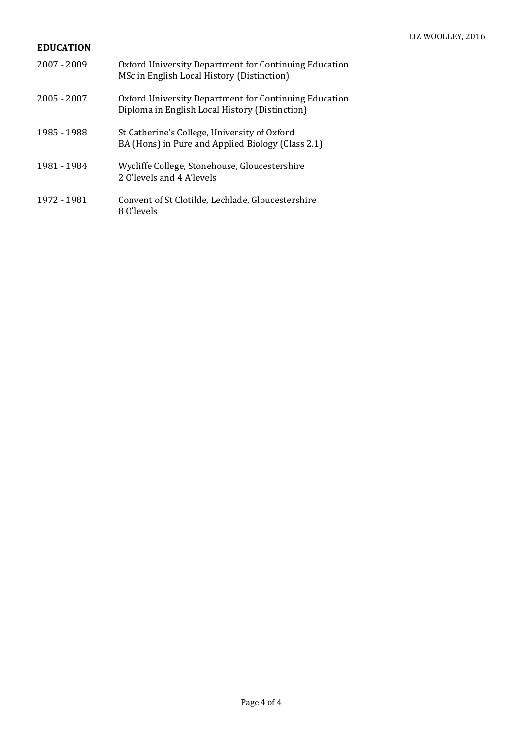## EDUCATION

| | |
|---|---|
| 2007 - 2009 | Oxford University Department for Continuing Education<br>MSc in English Local History (Distinction) |
| 2005 - 2007 | Oxford University Department for Continuing Education<br>Diploma in English Local History (Distinction) |
| 1985 - 1988 | St Catherine's College, University of Oxford<br>BA (Hons) in Pure and Applied Biology (Class 2.1) |
| 1981 - 1984 | Wycliffe College, Stonehouse, Gloucestershire<br>2 O'levels and 4 A'levels |
| 1972 - 1981 | Convent of St Clotilde, Lechlade, Gloucestershire<br>8 O'levels |